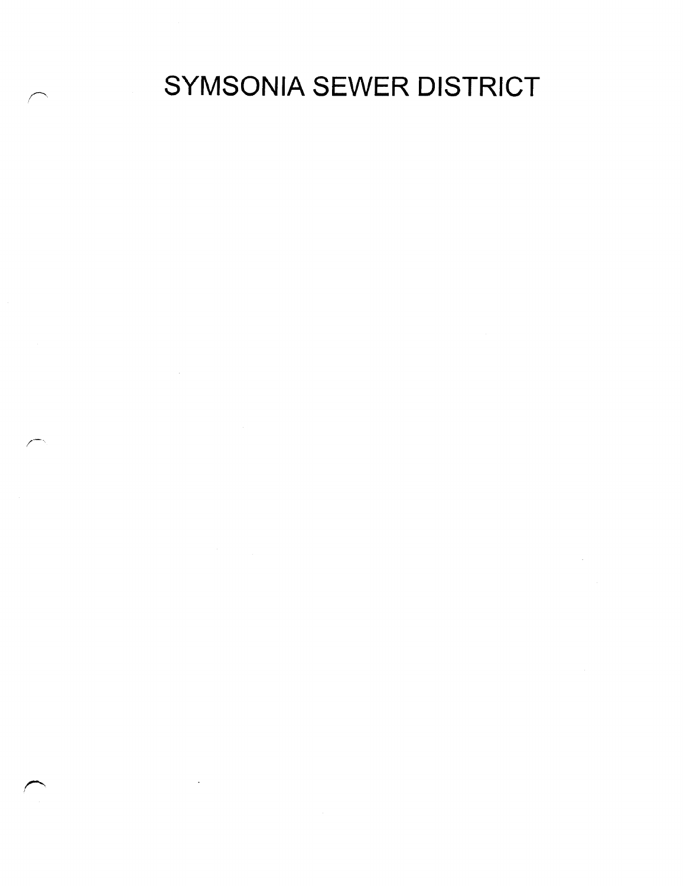# SYMSONIA SEWER DISTRICT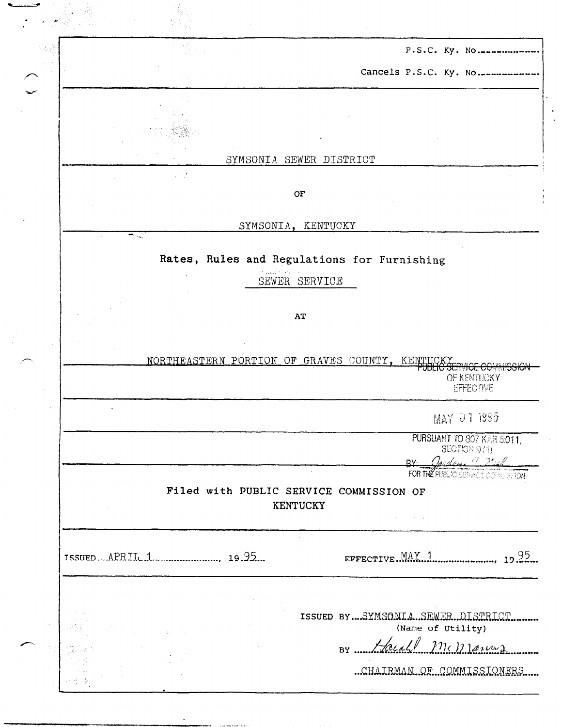P.S.C. Ky. No................

Cancels P.S.C. Ky. No................

SYMSONIA SEWER DISTRICT

OF

SYMSONIA, KENTUCKY

**Rates, Rules and Regulations for Furnishing**

SEWER SERVICE

AT

NORTHEASTERN PORTION OF GRAVES COUNTY, KENTUCKY

PUBLIC SERVICE COMMISSION
OF KENTUCKY
EFFECTIVE

MAY 01 1995

PURSUANT TO 807 KAR 5:011,
SECTION 9 (1)
BY: Jordan C. Neel
FOR THE PUBLIC SERVICE COMMISSION

**Filed with PUBLIC SERVICE COMMISSION OF KENTUCKY**

ISSUED APRIL 1, 1995 EFFECTIVE MAY 1, 1995

ISSUED BY SYMSONIA SEWER DISTRICT
(Name of Utility)

BY Harold McManus

CHAIRMAN OF COMMISSIONERS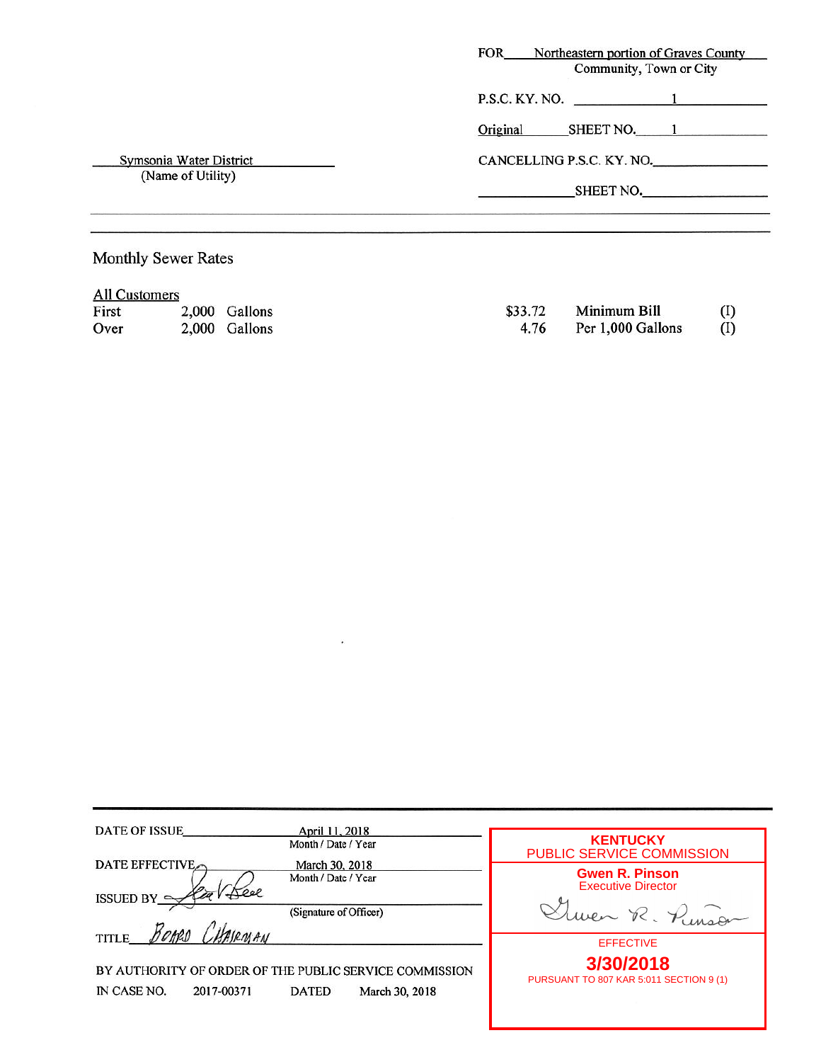FOR Northeastern portion of Graves County
Community, Town or City

P.S.C. KY. NO. 1

Original SHEET NO. 1

Symsonia Water District
(Name of Utility)

CANCELLING P.S.C. KY. NO.

SHEET NO.

---

## Monthly Sewer Rates

All Customers

| | | | | |
|---|---|---|---|---|
| First | 2,000 Gallons | $33.72 | Minimum Bill | (I) |
| Over | 2,000 Gallons | 4.76 | Per 1,000 Gallons | (I) |

---

DATE OF ISSUE April 11, 2018
Month / Date / Year

DATE EFFECTIVE March 30, 2018
Month / Date / Year

ISSUED BY [signature]
(Signature of Officer)

TITLE BOARD CHAIRMAN

BY AUTHORITY OF ORDER OF THE PUBLIC SERVICE COMMISSION
IN CASE NO. 2017-00371 DATED March 30, 2018

**KENTUCKY**
PUBLIC SERVICE COMMISSION

**Gwen R. Pinson**
Executive Director

[signature]

EFFECTIVE

**3/30/2018**

PURSUANT TO 807 KAR 5:011 SECTION 9 (1)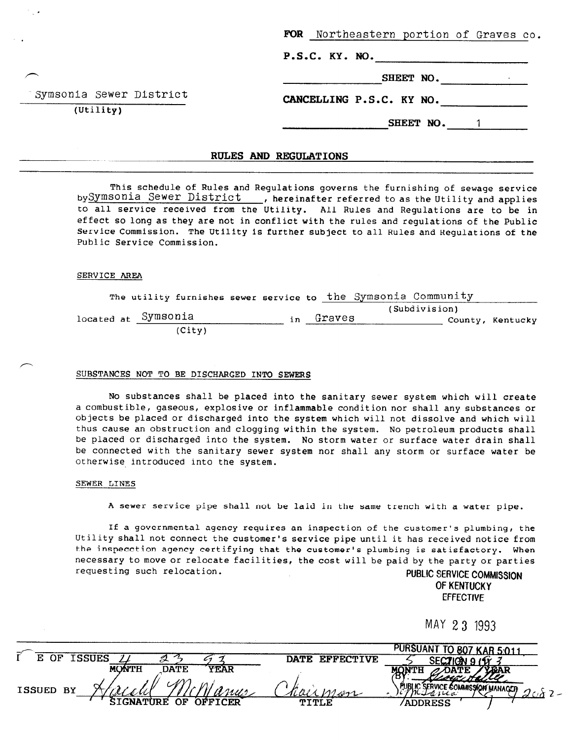Symsonia Sewer District
(Utility)

FOR Northeastern portion of Graves co.

P.S.C. KY. NO. ______

______ SHEET NO. ______

CANCELLING P.S.C. KY NO. ______

______ SHEET NO. 1

## RULES AND REGULATIONS

This schedule of Rules and Regulations governs the furnishing of sewage service by Symsonia Sewer District, hereinafter referred to as the Utility and applies to all service received from the Utility. All Rules and Regulations are to be in effect so long as they are not in conflict with the rules and regulations of the Public Service Commission. The Utility is further subject to all Rules and Regulations of the Public Service Commission.

### SERVICE AREA

The utility furnishes sewer service to the Symsonia Community (Subdivision) located at Symsonia (City) in Graves County, Kentucky

### SUBSTANCES NOT TO BE DISCHARGED INTO SEWERS

No substances shall be placed into the sanitary sewer system which will create a combustible, gaseous, explosive or inflammable condition nor shall any substances or objects be placed or discharged into the system which will not dissolve and which will thus cause an obstruction and clogging within the system. No petroleum products shall be placed or discharged into the system. No storm water or surface water drain shall be connected with the sanitary sewer system nor shall any storm or surface water be otherwise introduced into the system.

### SEWER LINES

A sewer service pipe shall not be laid in the same trench with a water pipe.

If a governmental agency requires an inspection of the customer's plumbing, the Utility shall not connect the customer's service pipe until it has received notice from the inspecction agency certifying that the customer's plumbing is satisfactory. When necessary to move or relocate facilities, the cost will be paid by the party or parties requesting such relocation.

PUBLIC SERVICE COMMISSION
OF KENTUCKY
EFFECTIVE

MAY 23 1993

PURSUANT TO 807 KAR 5:011
SECTION 9 (1) 3
BY: [signature]
PUBLIC SERVICE COMMISSION MANAGER

DATE OF ISSUES 4 23 93 (MONTH DATE YEAR)

DATE EFFECTIVE 5 (MONTH DATE YEAR)

ISSUED BY Harold McManus (SIGNATURE OF OFFICER) — Chairman (TITLE) — Symsonia, KY 42082 (ADDRESS)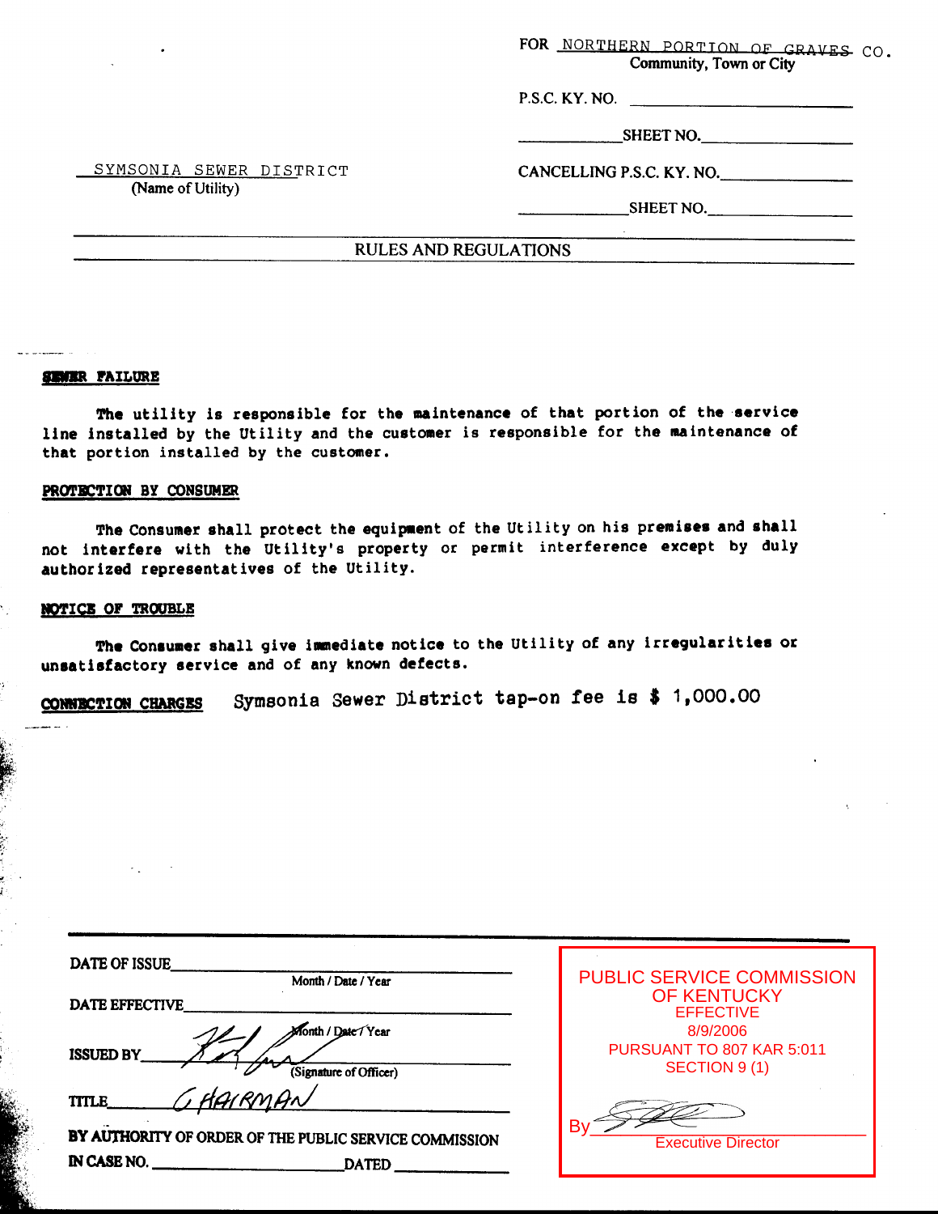FOR NORTHERN PORTION OF GRAVES CO.
Community, Town or City

P.S.C. KY. NO. ____________

____________ SHEET NO. ____________

SYMSONIA SEWER DISTRICT
(Name of Utility)

CANCELLING P.S.C. KY. NO. ____________

____________ SHEET NO. ____________

## RULES AND REGULATIONS

**SEWER FAILURE**

The utility is responsible for the maintenance of that portion of the service line installed by the Utility and the customer is responsible for the maintenance of that portion installed by the customer.

**PROTECTION BY CONSUMER**

The Consumer shall protect the equipment of the Utility on his premises and shall not interfere with the Utility's property or permit interference except by duly authorized representatives of the Utility.

**NOTICE OF TROUBLE**

The Consumer shall give immediate notice to the Utility of any irregularities or unsatisfactory service and of any known defects.

**CONNECTION CHARGES** Symsonia Sewer District tap-on fee is $ 1,000.00

DATE OF ISSUE ____________ Month / Date / Year

DATE EFFECTIVE ____________ Month / Date / Year

ISSUED BY ____________ (Signature of Officer)

TITLE CHAIRMAN

BY AUTHORITY OF ORDER OF THE PUBLIC SERVICE COMMISSION
IN CASE NO. ____________ DATED ____________

PUBLIC SERVICE COMMISSION OF KENTUCKY
EFFECTIVE
8/9/2006
PURSUANT TO 807 KAR 5:011 SECTION 9 (1)
By ____________
Executive Director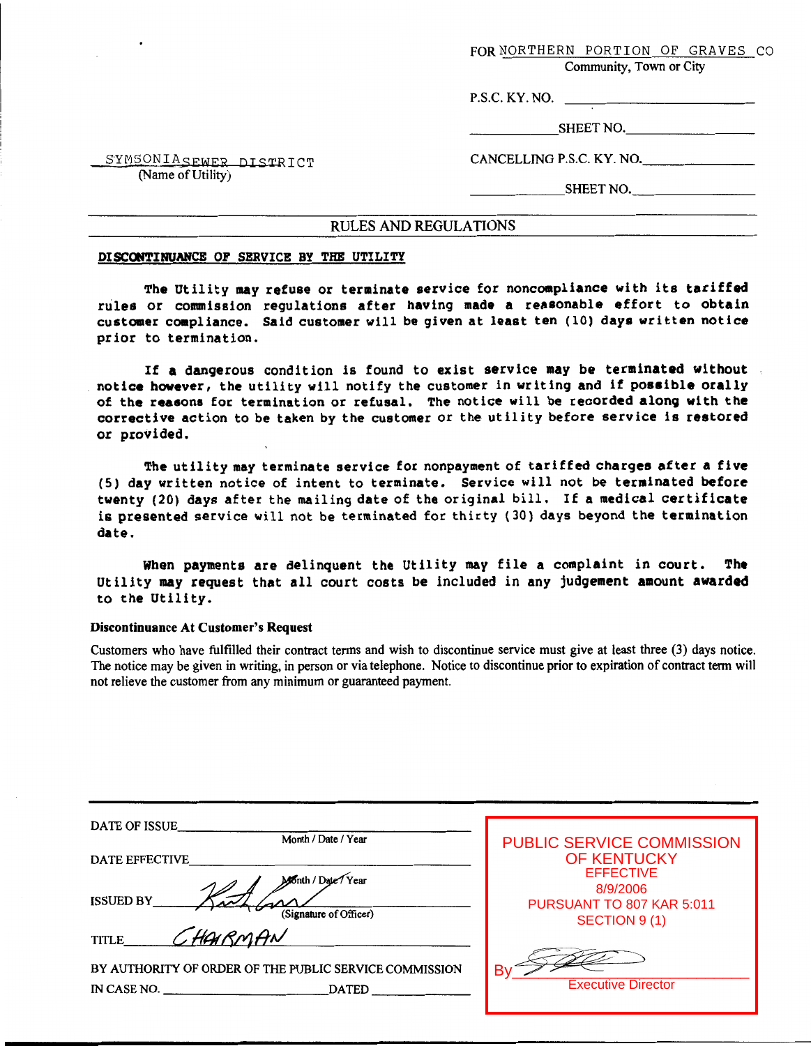FOR NORTHERN PORTION OF GRAVES CO
Community, Town or City

P.S.C. KY. NO. ____________

____________ SHEET NO. ____________

SYMSONIA SEWER DISTRICT
(Name of Utility)

CANCELLING P.S.C. KY. NO. ____________

____________ SHEET NO. ____________

## RULES AND REGULATIONS

**DISCONTINUANCE OF SERVICE BY THE UTILITY**

The Utility may refuse or terminate service for noncompliance with its tariffed rules or commission regulations after having made a reasonable effort to obtain customer compliance. Said customer will be given at least ten (10) days written notice prior to termination.

If a dangerous condition is found to exist service may be terminated without notice however, the utility will notify the customer in writing and if possible orally of the reasons for termination or refusal. The notice will be recorded along with the corrective action to be taken by the customer or the utility before service is restored or provided.

The utility may terminate service for nonpayment of tariffed charges after a five (5) day written notice of intent to terminate. Service will not be terminated before twenty (20) days after the mailing date of the original bill. If a medical certificate is presented service will not be terminated for thirty (30) days beyond the termination date.

When payments are delinquent the Utility may file a complaint in court. The Utility may request that all court costs be included in any judgement amount awarded to the Utility.

**Discontinuance At Customer's Request**

Customers who have fulfilled their contract terms and wish to discontinue service must give at least three (3) days notice. The notice may be given in writing, in person or via telephone. Notice to discontinue prior to expiration of contract term will not relieve the customer from any minimum or guaranteed payment.

DATE OF ISSUE ____________
Month / Date / Year

DATE EFFECTIVE ____________
Month / Date / Year

ISSUED BY ____________
(Signature of Officer)

TITLE CHAIRMAN

BY AUTHORITY OF ORDER OF THE PUBLIC SERVICE COMMISSION
IN CASE NO. ____________ DATED ____________

PUBLIC SERVICE COMMISSION OF KENTUCKY
EFFECTIVE
8/9/2006
PURSUANT TO 807 KAR 5:011
SECTION 9 (1)

By ____________
Executive Director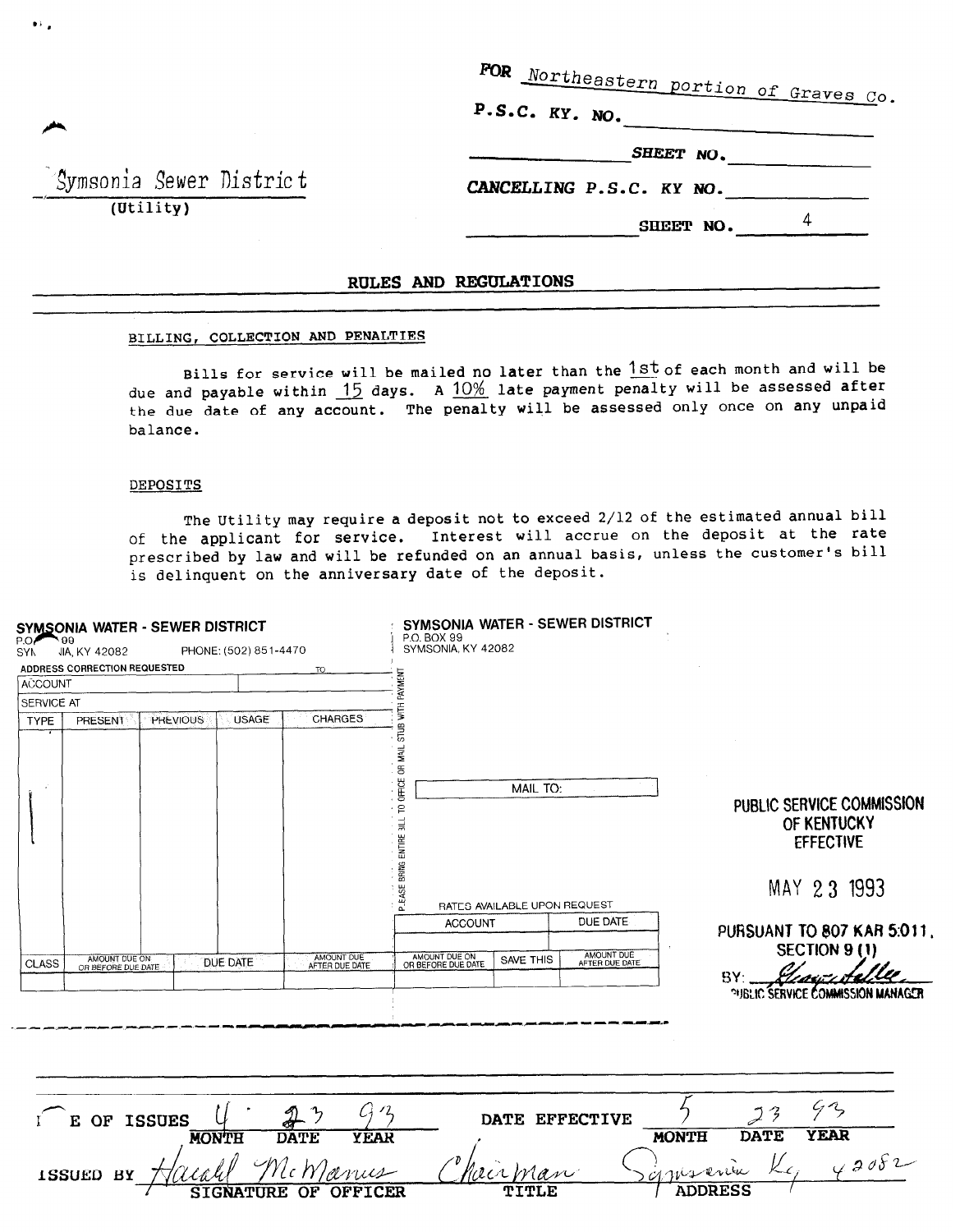FOR Northeastern portion of Graves Co.

P.S.C. KY. NO. ____________

SHEET NO. ____________

Symsonia Sewer District
(Utility)

CANCELLING P.S.C. KY NO. ____________

SHEET NO. 4

## RULES AND REGULATIONS

BILLING, COLLECTION AND PENALTIES

Bills for service will be mailed no later than the 1st of each month and will be due and payable within 15 days. A 10% late payment penalty will be assessed after the due date of any account. The penalty will be assessed only once on any unpaid balance.

DEPOSITS

The Utility may require a deposit not to exceed 2/12 of the estimated annual bill of the applicant for service. Interest will accrue on the deposit at the rate prescribed by law and will be refunded on an annual basis, unless the customer's bill is delinquent on the anniversary date of the deposit.

**SYMSONIA WATER - SEWER DISTRICT**
P.O. 99
SYMSONIA, KY 42082 PHONE: (502) 851-4470
ADDRESS CORRECTION REQUESTED TO

| ACCOUNT | | | | |
|---|---|---|---|---|
| SERVICE AT | | | | |
| TYPE | PRESENT | PREVIOUS | USAGE | CHARGES |
| | | | | |

| CLASS | AMOUNT DUE ON OR BEFORE DUE DATE | DUE DATE | AMOUNT DUE AFTER DUE DATE |
|---|---|---|---|
| | | | |

PLEASE BRING ENTIRE BILL TO OFFICE OR MAIL STUB WITH PAYMENT

**SYMSONIA WATER - SEWER DISTRICT**
P.O. BOX 99
SYMSONIA, KY 42082

MAIL TO:

RATES AVAILABLE UPON REQUEST

| ACCOUNT | DUE DATE |
|---|---|
| | |

| AMOUNT DUE ON OR BEFORE DUE DATE | SAVE THIS | AMOUNT DUE AFTER DUE DATE |
|---|---|---|
| | | |

PUBLIC SERVICE COMMISSION OF KENTUCKY EFFECTIVE

MAY 23 1993

PURSUANT TO 807 KAR 5:011, SECTION 9 (1)

BY: [signature]
PUBLIC SERVICE COMMISSION MANAGER

DATE OF ISSUES 4 23 93 (MONTH DATE YEAR) DATE EFFECTIVE 5 23 93 (MONTH DATE YEAR)

ISSUED BY Harold McManus (SIGNATURE OF OFFICER) Chairman (TITLE) Symsonia Ky 42082 (ADDRESS)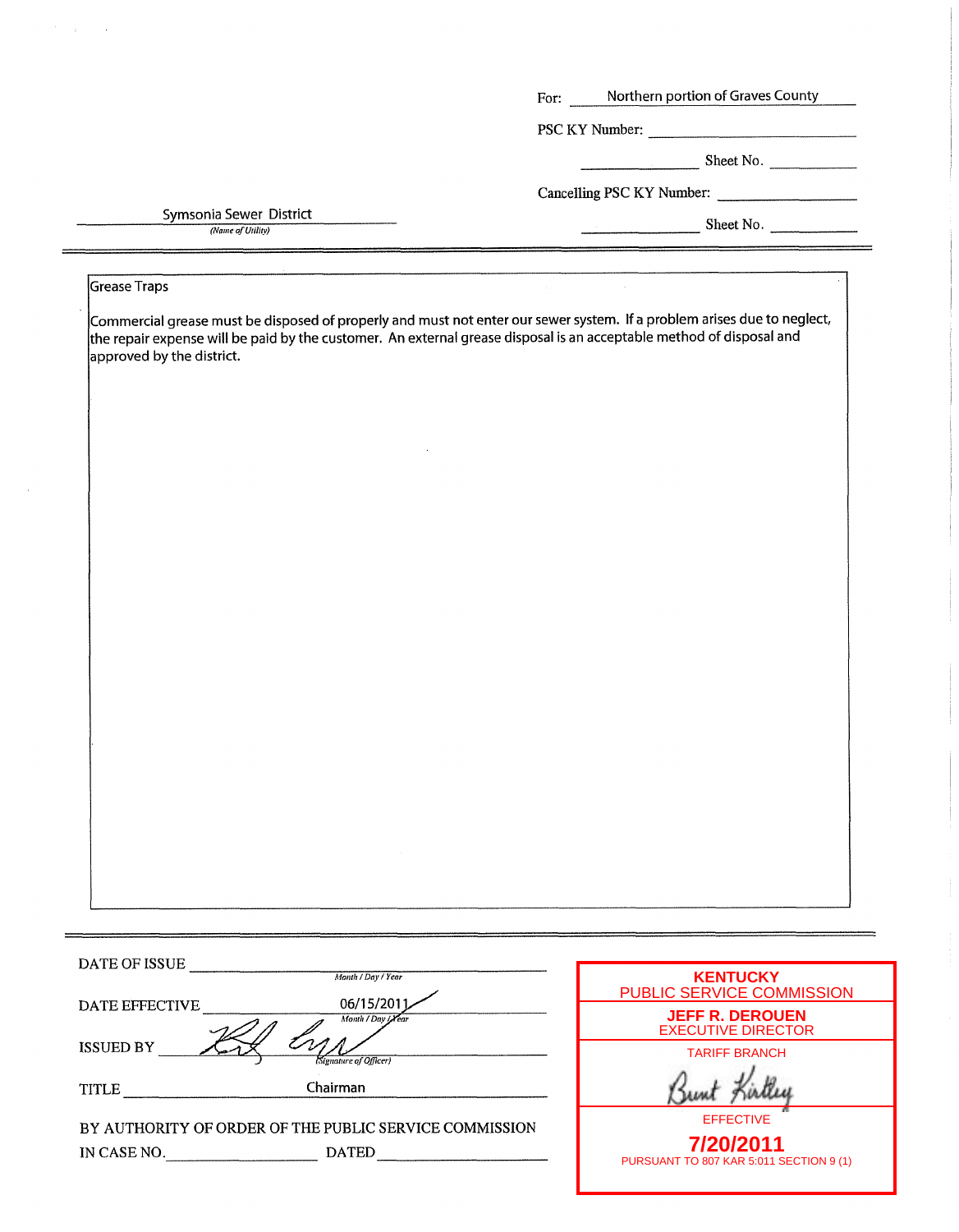For: Northern portion of Graves County

PSC KY Number:

Sheet No.

Cancelling PSC KY Number:

Sheet No.

Symsonia Sewer District
*(Name of Utility)*

---

Grease Traps

Commercial grease must be disposed of properly and must not enter our sewer system. If a problem arises due to neglect, the repair expense will be paid by the customer. An external grease disposal is an acceptable method of disposal and approved by the district.

---

DATE OF ISSUE ____________________
*Month / Day / Year*

DATE EFFECTIVE 06/15/2011
*Month / Day / Year*

ISSUED BY [signature]
*(Signature of Officer)*

TITLE Chairman

BY AUTHORITY OF ORDER OF THE PUBLIC SERVICE COMMISSION

IN CASE NO. ____________ DATED ____________

**KENTUCKY**
PUBLIC SERVICE COMMISSION

**JEFF R. DEROUEN**
EXECUTIVE DIRECTOR

TARIFF BRANCH

[signature: Bunt Kirtley]

EFFECTIVE

**7/20/2011**

PURSUANT TO 807 KAR 5:011 SECTION 9 (1)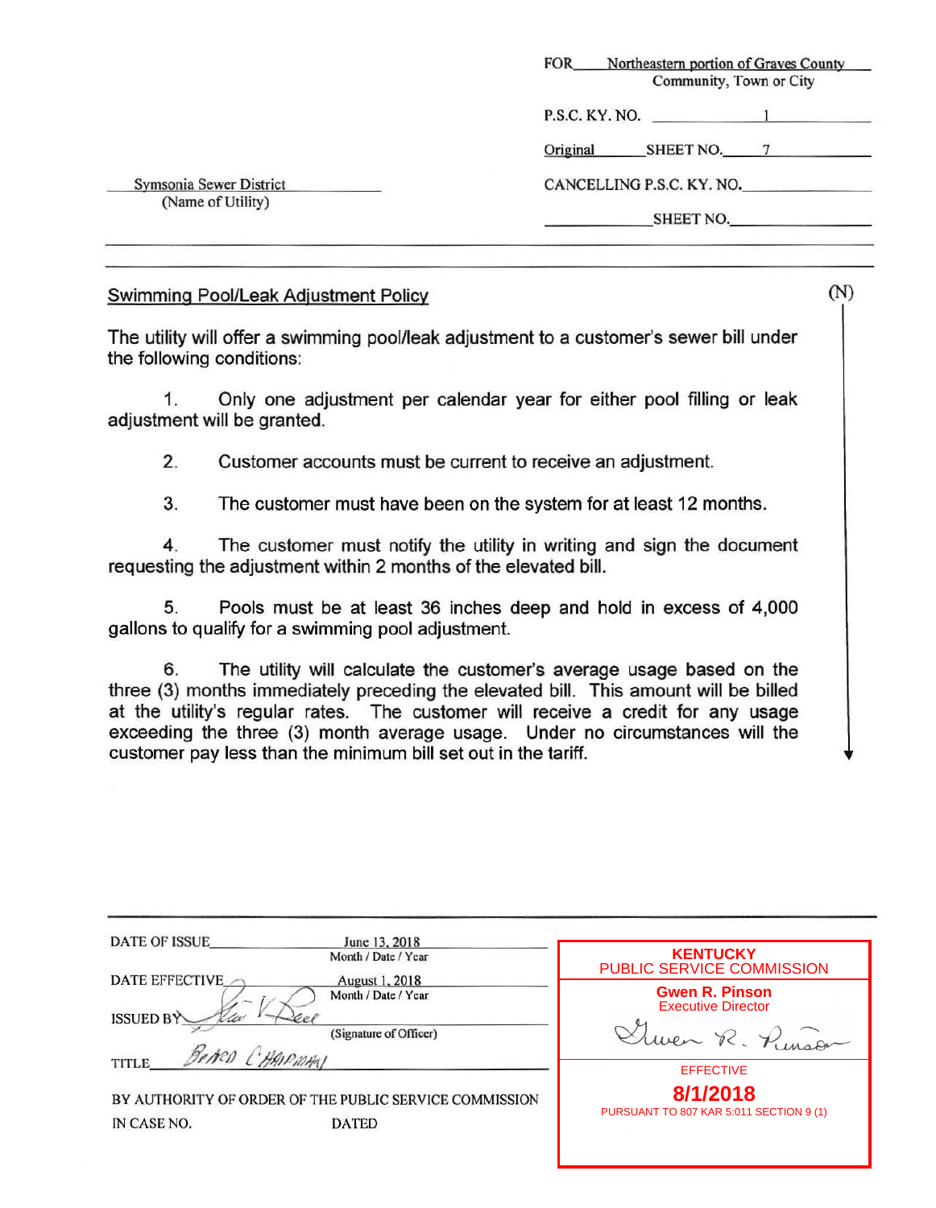FOR Northeastern portion of Graves County
Community, Town or City

P.S.C. KY. NO. 1

Original SHEET NO. 7

CANCELLING P.S.C. KY. NO.

SHEET NO.

Symsonia Sewer District
(Name of Utility)

---

## Swimming Pool/Leak Adjustment Policy

(N)

The utility will offer a swimming pool/leak adjustment to a customer's sewer bill under the following conditions:

1. Only one adjustment per calendar year for either pool filling or leak adjustment will be granted.

2. Customer accounts must be current to receive an adjustment.

3. The customer must have been on the system for at least 12 months.

4. The customer must notify the utility in writing and sign the document requesting the adjustment within 2 months of the elevated bill.

5. Pools must be at least 36 inches deep and hold in excess of 4,000 gallons to qualify for a swimming pool adjustment.

6. The utility will calculate the customer's average usage based on the three (3) months immediately preceding the elevated bill. This amount will be billed at the utility's regular rates. The customer will receive a credit for any usage exceeding the three (3) month average usage. Under no circumstances will the customer pay less than the minimum bill set out in the tariff.

---

DATE OF ISSUE June 13, 2018
Month / Date / Year

DATE EFFECTIVE August 1, 2018
Month / Date / Year

ISSUED BY [signature]
(Signature of Officer)

TITLE BOARD CHAIRMAN

BY AUTHORITY OF ORDER OF THE PUBLIC SERVICE COMMISSION
IN CASE NO. DATED

**KENTUCKY**
PUBLIC SERVICE COMMISSION

**Gwen R. Pinson**
Executive Director

[signature]

EFFECTIVE

**8/1/2018**

PURSUANT TO 807 KAR 5:011 SECTION 9 (1)